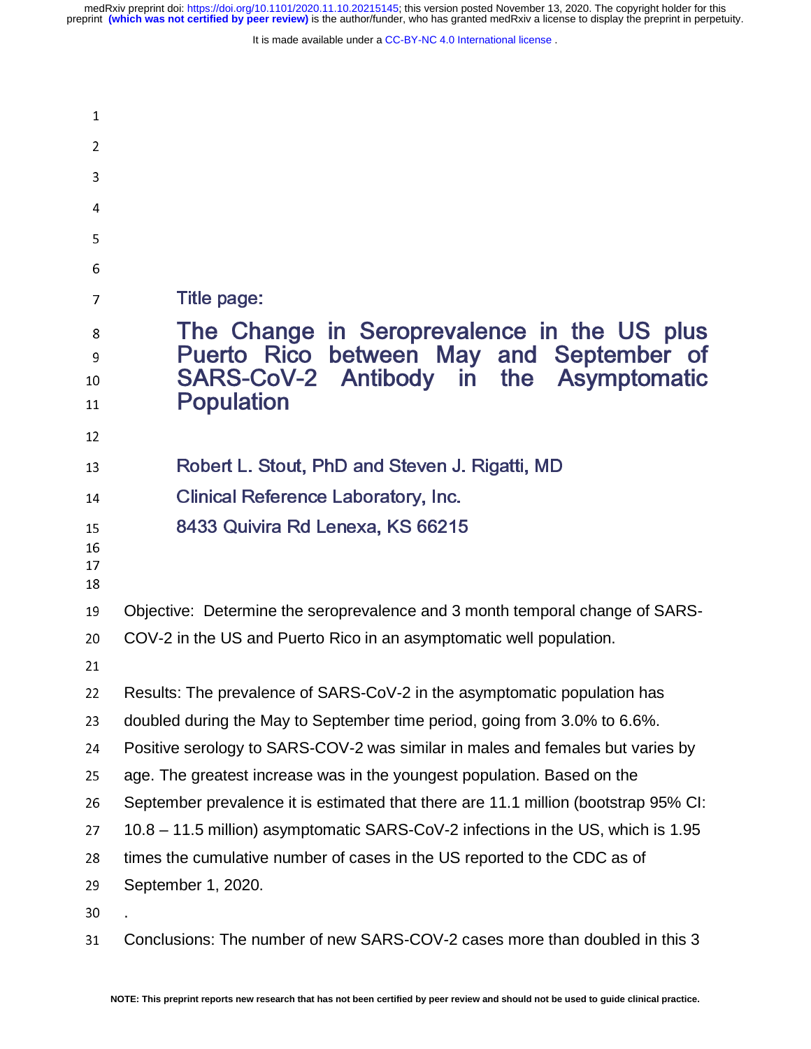Title page:

# The Change in Seroprevalence in the US plus Puerto Rico between May and September of SARS-CoV-2 Antibody in the Asymptomatic Population

Robert L. Stout, PhD and Steven J. Rigatti, MD

Clinical Reference Laboratory, Inc.

8433 Quivira Rd Lenexa, KS 66215

Objective: Determine the seroprevalence and 3 month temporal change of SARS-COV-2 in the US and Puerto Rico in an asymptomatic well population.

Results: The prevalence of SARS-CoV-2 in the asymptomatic population has doubled during the May to September time period, going from 3.0% to 6.6%. Positive serology to SARS-COV-2 was similar in males and females but varies by age. The greatest increase was in the youngest population. Based on the September prevalence it is estimated that there are 11.1 million (bootstrap 95% CI: 10.8 – 11.5 million) asymptomatic SARS-CoV-2 infections in the US, which is 1.95 times the cumulative number of cases in the US reported to the CDC as of September 1, 2020.

.

Conclusions: The number of new SARS-COV-2 cases more than doubled in this 3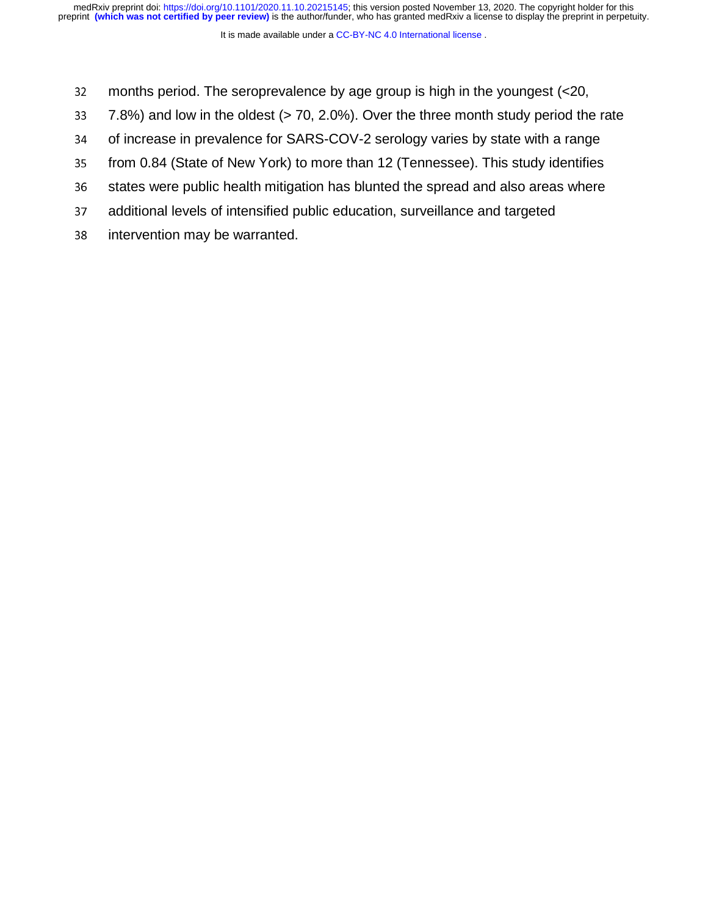months period. The seroprevalence by age group is high in the youngest (<20, 7.8%) and low in the oldest (> 70, 2.0%). Over the three month study period the rate of increase in prevalence for SARS-COV-2 serology varies by state with a range from 0.84 (State of New York) to more than 12 (Tennessee). This study identifies states were public health mitigation has blunted the spread and also areas where additional levels of intensified public education, surveillance and targeted intervention may be warranted.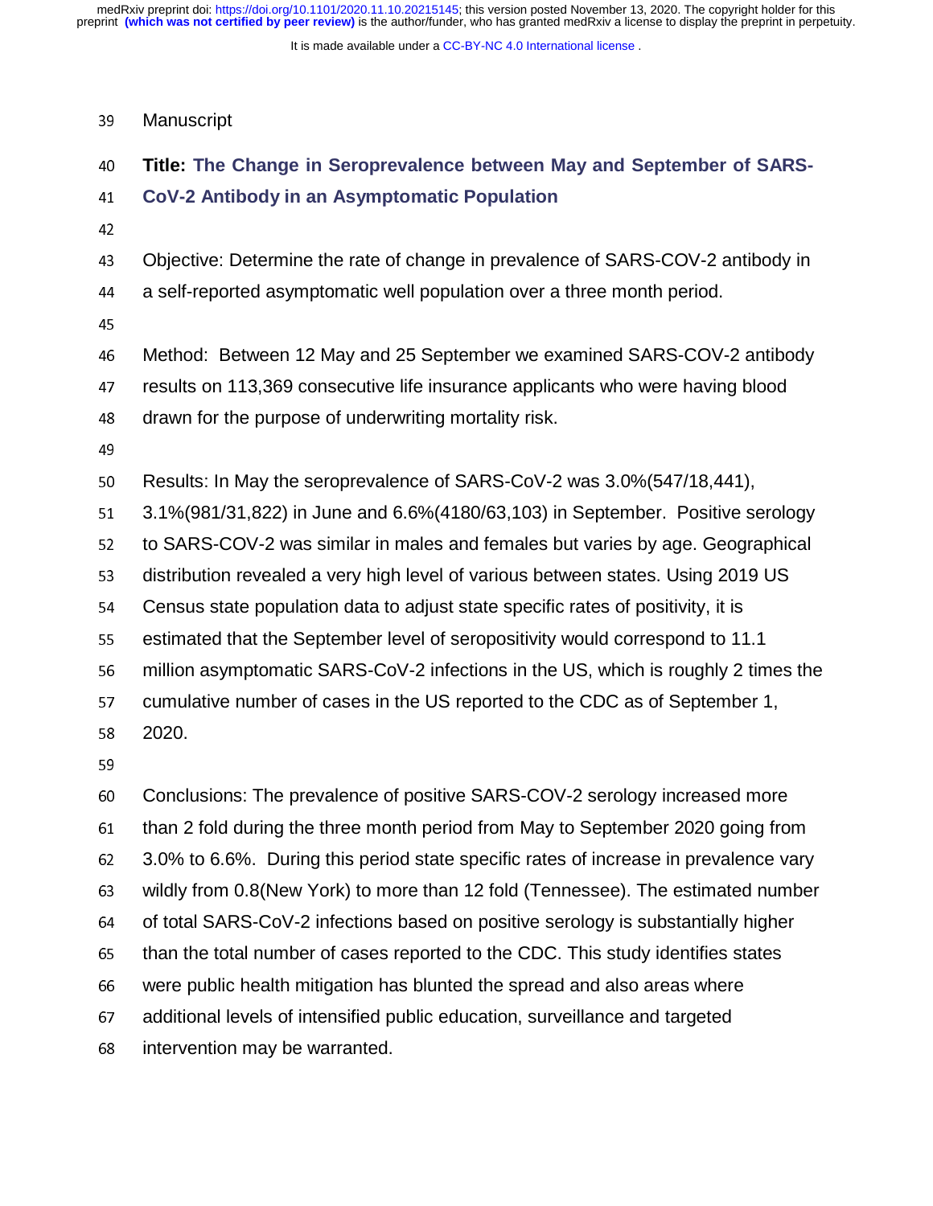Manuscript

**Title: The Change in Seroprevalence between May and September of SARS-CoV-2 Antibody in an Asymptomatic Population**

Objective: Determine the rate of change in prevalence of SARS-COV-2 antibody in a self-reported asymptomatic well population over a three month period.

Method: Between 12 May and 25 September we examined SARS-COV-2 antibody results on 113,369 consecutive life insurance applicants who were having blood drawn for the purpose of underwriting mortality risk.

Results: In May the seroprevalence of SARS-CoV-2 was 3.0%(547/18,441), 3.1%(981/31,822) in June and 6.6%(4180/63,103) in September. Positive serology to SARS-COV-2 was similar in males and females but varies by age. Geographical distribution revealed a very high level of various between states. Using 2019 US Census state population data to adjust state specific rates of positivity, it is estimated that the September level of seropositivity would correspond to 11.1 million asymptomatic SARS-CoV-2 infections in the US, which is roughly 2 times the cumulative number of cases in the US reported to the CDC as of September 1, 2020.

Conclusions: The prevalence of positive SARS-COV-2 serology increased more than 2 fold during the three month period from May to September 2020 going from 3.0% to 6.6%. During this period state specific rates of increase in prevalence vary wildly from 0.8(New York) to more than 12 fold (Tennessee). The estimated number of total SARS-CoV-2 infections based on positive serology is substantially higher than the total number of cases reported to the CDC. This study identifies states were public health mitigation has blunted the spread and also areas where additional levels of intensified public education, surveillance and targeted intervention may be warranted.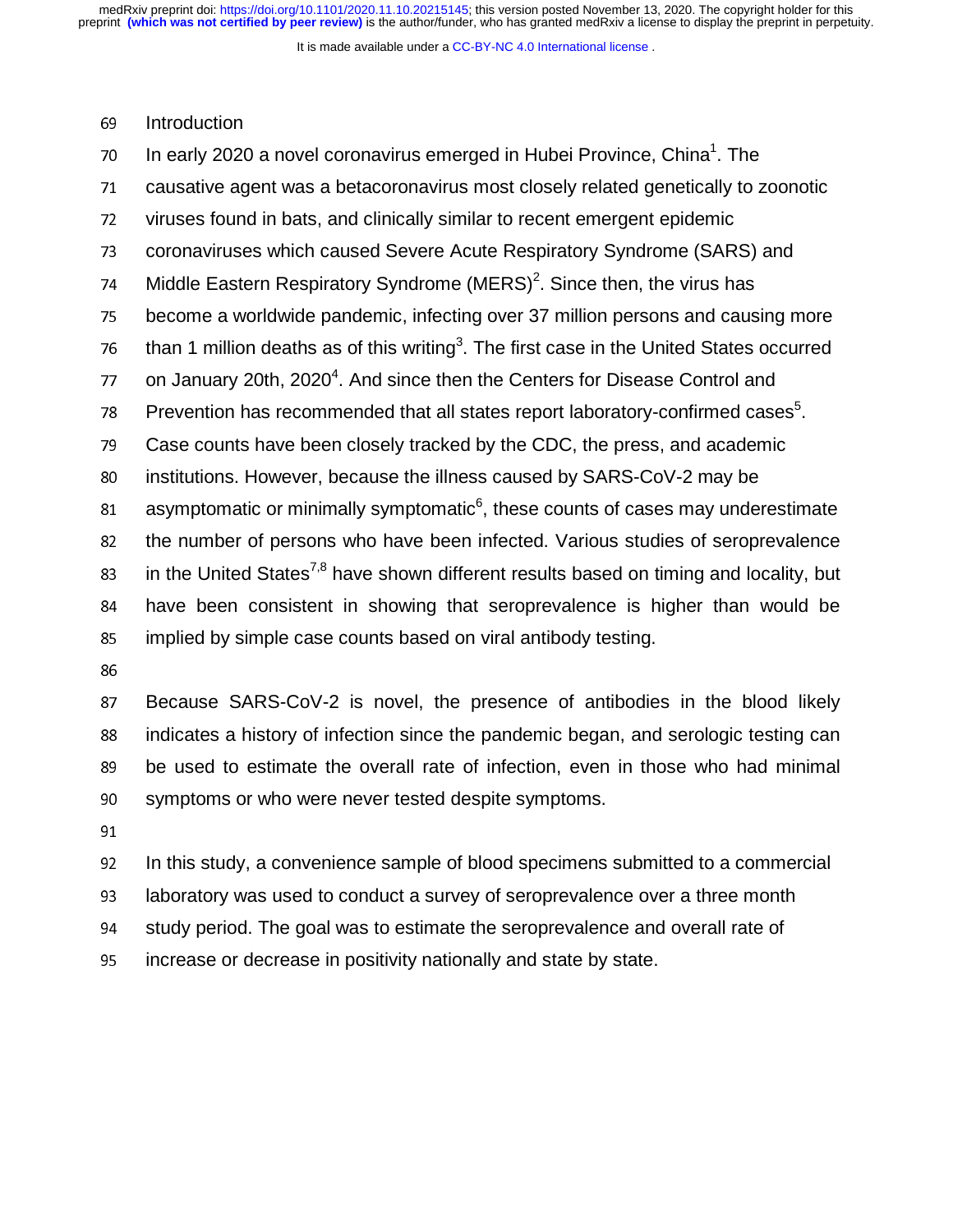## Introduction

In early 2020 a novel coronavirus emerged in Hubei Province, China[1]. The causative agent was a betacoronavirus most closely related genetically to zoonotic viruses found in bats, and clinically similar to recent emergent epidemic coronaviruses which caused Severe Acute Respiratory Syndrome (SARS) and Middle Eastern Respiratory Syndrome (MERS)[2]. Since then, the virus has become a worldwide pandemic, infecting over 37 million persons and causing more than 1 million deaths as of this writing[3]. The first case in the United States occurred on January 20th, 2020[4]. And since then the Centers for Disease Control and Prevention has recommended that all states report laboratory-confirmed cases[5]. Case counts have been closely tracked by the CDC, the press, and academic institutions. However, because the illness caused by SARS-CoV-2 may be asymptomatic or minimally symptomatic[6], these counts of cases may underestimate the number of persons who have been infected. Various studies of seroprevalence in the United States[7,8] have shown different results based on timing and locality, but have been consistent in showing that seroprevalence is higher than would be implied by simple case counts based on viral antibody testing.

Because SARS-CoV-2 is novel, the presence of antibodies in the blood likely indicates a history of infection since the pandemic began, and serologic testing can be used to estimate the overall rate of infection, even in those who had minimal symptoms or who were never tested despite symptoms.

In this study, a convenience sample of blood specimens submitted to a commercial laboratory was used to conduct a survey of seroprevalence over a three month study period. The goal was to estimate the seroprevalence and overall rate of increase or decrease in positivity nationally and state by state.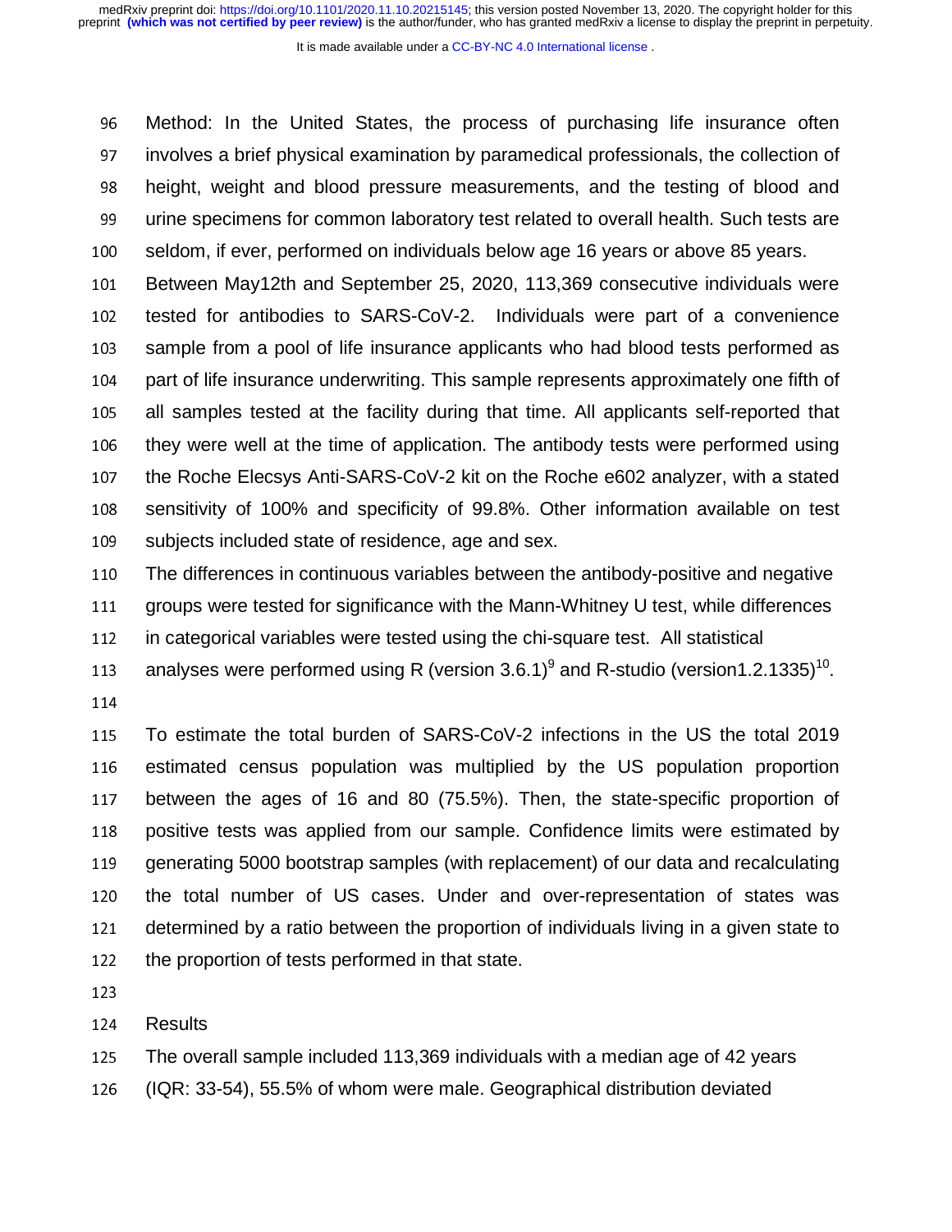Method: In the United States, the process of purchasing life insurance often involves a brief physical examination by paramedical professionals, the collection of height, weight and blood pressure measurements, and the testing of blood and urine specimens for common laboratory test related to overall health. Such tests are seldom, if ever, performed on individuals below age 16 years or above 85 years.

Between May12th and September 25, 2020, 113,369 consecutive individuals were tested for antibodies to SARS-CoV-2. Individuals were part of a convenience sample from a pool of life insurance applicants who had blood tests performed as part of life insurance underwriting. This sample represents approximately one fifth of all samples tested at the facility during that time. All applicants self-reported that they were well at the time of application. The antibody tests were performed using the Roche Elecsys Anti-SARS-CoV-2 kit on the Roche e602 analyzer, with a stated sensitivity of 100% and specificity of 99.8%. Other information available on test subjects included state of residence, age and sex.

The differences in continuous variables between the antibody-positive and negative groups were tested for significance with the Mann-Whitney U test, while differences in categorical variables were tested using the chi-square test. All statistical analyses were performed using R (version 3.6.1)[9] and R-studio (version1.2.1335)[10].

To estimate the total burden of SARS-CoV-2 infections in the US the total 2019 estimated census population was multiplied by the US population proportion between the ages of 16 and 80 (75.5%). Then, the state-specific proportion of positive tests was applied from our sample. Confidence limits were estimated by generating 5000 bootstrap samples (with replacement) of our data and recalculating the total number of US cases. Under and over-representation of states was determined by a ratio between the proportion of individuals living in a given state to the proportion of tests performed in that state.

Results

The overall sample included 113,369 individuals with a median age of 42 years (IQR: 33-54), 55.5% of whom were male. Geographical distribution deviated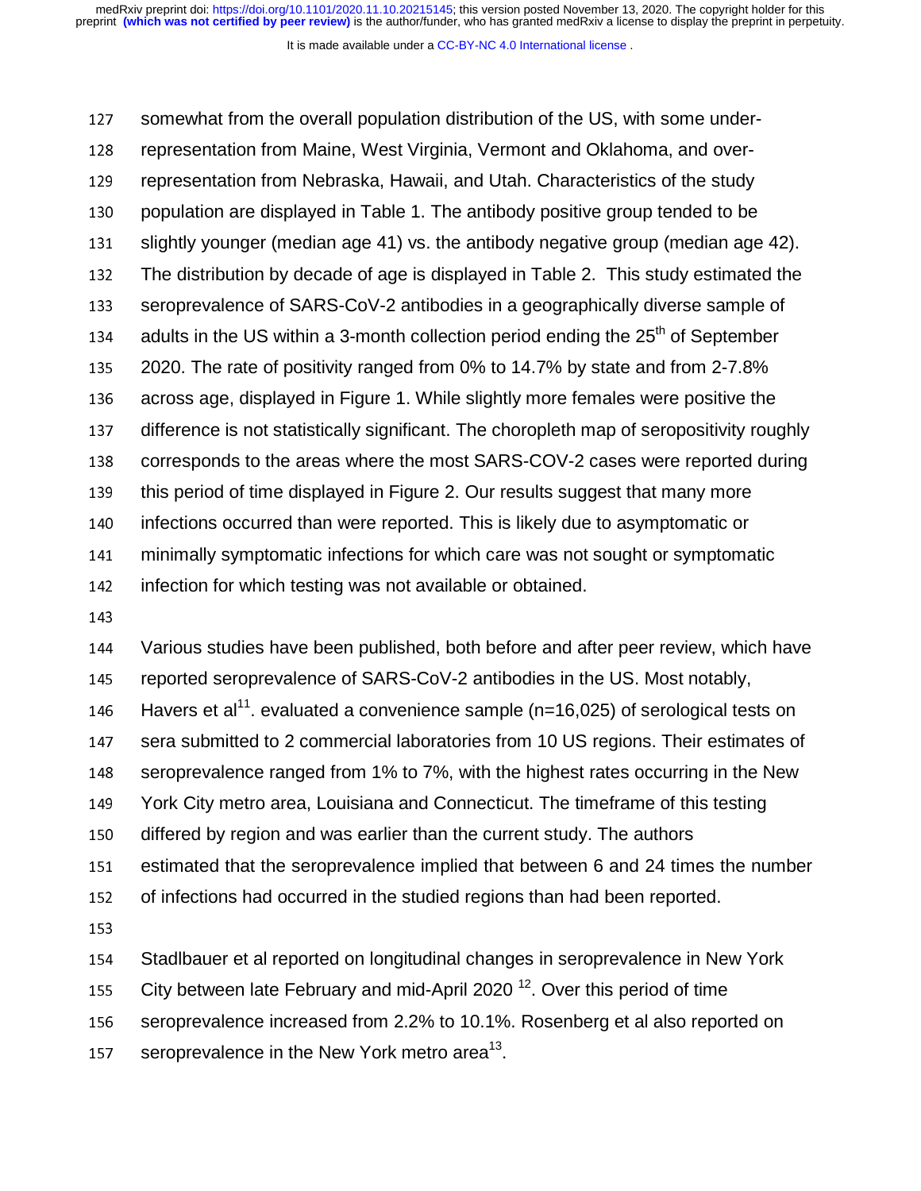somewhat from the overall population distribution of the US, with some under-representation from Maine, West Virginia, Vermont and Oklahoma, and over-representation from Nebraska, Hawaii, and Utah. Characteristics of the study population are displayed in Table 1. The antibody positive group tended to be slightly younger (median age 41) vs. the antibody negative group (median age 42). The distribution by decade of age is displayed in Table 2. This study estimated the seroprevalence of SARS-CoV-2 antibodies in a geographically diverse sample of adults in the US within a 3-month collection period ending the 25th of September 2020. The rate of positivity ranged from 0% to 14.7% by state and from 2-7.8% across age, displayed in Figure 1. While slightly more females were positive the difference is not statistically significant. The choropleth map of seropositivity roughly corresponds to the areas where the most SARS-COV-2 cases were reported during this period of time displayed in Figure 2. Our results suggest that many more infections occurred than were reported. This is likely due to asymptomatic or minimally symptomatic infections for which care was not sought or symptomatic infection for which testing was not available or obtained.

Various studies have been published, both before and after peer review, which have reported seroprevalence of SARS-CoV-2 antibodies in the US. Most notably, Havers et al[11]. evaluated a convenience sample (n=16,025) of serological tests on sera submitted to 2 commercial laboratories from 10 US regions. Their estimates of seroprevalence ranged from 1% to 7%, with the highest rates occurring in the New York City metro area, Louisiana and Connecticut. The timeframe of this testing differed by region and was earlier than the current study. The authors estimated that the seroprevalence implied that between 6 and 24 times the number of infections had occurred in the studied regions than had been reported.

Stadlbauer et al reported on longitudinal changes in seroprevalence in New York City between late February and mid-April 2020 [12]. Over this period of time seroprevalence increased from 2.2% to 10.1%. Rosenberg et al also reported on seroprevalence in the New York metro area[13].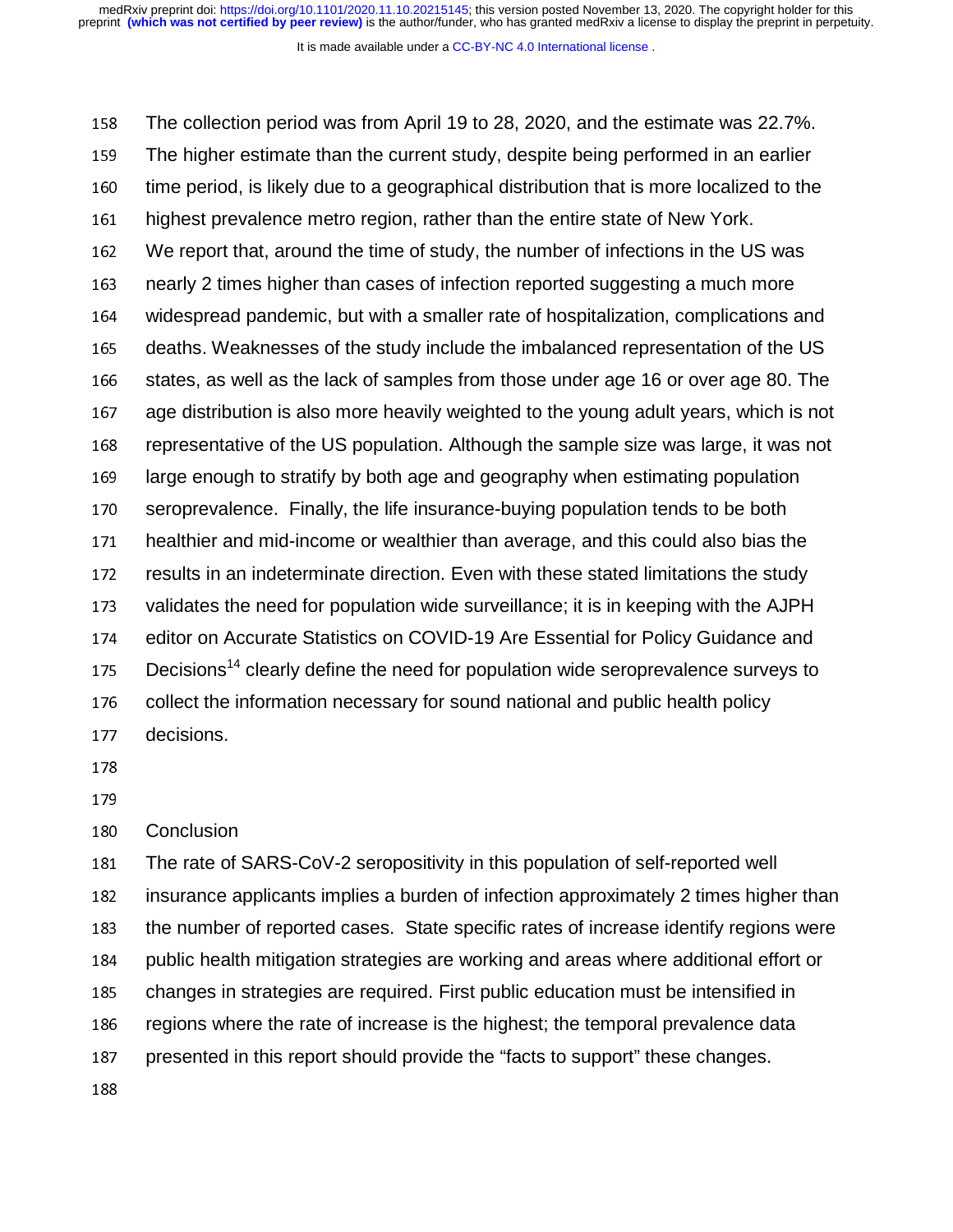The collection period was from April 19 to 28, 2020, and the estimate was 22.7%. The higher estimate than the current study, despite being performed in an earlier time period, is likely due to a geographical distribution that is more localized to the highest prevalence metro region, rather than the entire state of New York.

We report that, around the time of study, the number of infections in the US was nearly 2 times higher than cases of infection reported suggesting a much more widespread pandemic, but with a smaller rate of hospitalization, complications and deaths. Weaknesses of the study include the imbalanced representation of the US states, as well as the lack of samples from those under age 16 or over age 80. The age distribution is also more heavily weighted to the young adult years, which is not representative of the US population. Although the sample size was large, it was not large enough to stratify by both age and geography when estimating population seroprevalence. Finally, the life insurance-buying population tends to be both healthier and mid-income or wealthier than average, and this could also bias the results in an indeterminate direction. Even with these stated limitations the study validates the need for population wide surveillance; it is in keeping with the AJPH editor on Accurate Statistics on COVID-19 Are Essential for Policy Guidance and Decisions[14] clearly define the need for population wide seroprevalence surveys to collect the information necessary for sound national and public health policy decisions.

## Conclusion

The rate of SARS-CoV-2 seropositivity in this population of self-reported well insurance applicants implies a burden of infection approximately 2 times higher than the number of reported cases. State specific rates of increase identify regions were public health mitigation strategies are working and areas where additional effort or changes in strategies are required. First public education must be intensified in regions where the rate of increase is the highest; the temporal prevalence data presented in this report should provide the "facts to support" these changes.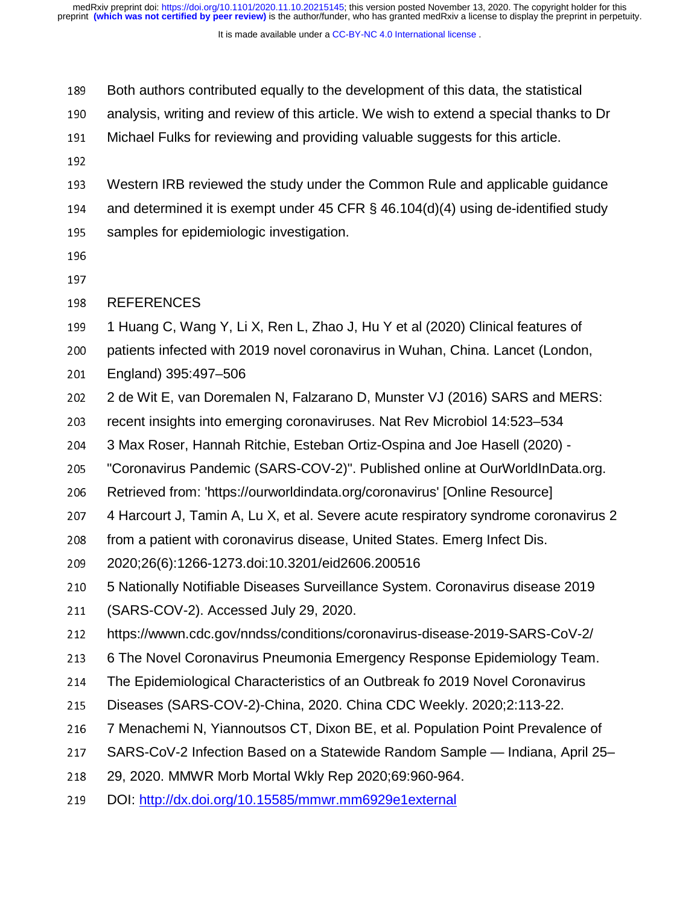Both authors contributed equally to the development of this data, the statistical analysis, writing and review of this article. We wish to extend a special thanks to Dr Michael Fulks for reviewing and providing valuable suggests for this article.

Western IRB reviewed the study under the Common Rule and applicable guidance and determined it is exempt under 45 CFR § 46.104(d)(4) using de-identified study samples for epidemiologic investigation.

## REFERENCES

1 Huang C, Wang Y, Li X, Ren L, Zhao J, Hu Y et al (2020) Clinical features of patients infected with 2019 novel coronavirus in Wuhan, China. Lancet (London, England) 395:497–506

2 de Wit E, van Doremalen N, Falzarano D, Munster VJ (2016) SARS and MERS: recent insights into emerging coronaviruses. Nat Rev Microbiol 14:523–534

3 Max Roser, Hannah Ritchie, Esteban Ortiz-Ospina and Joe Hasell (2020) - "Coronavirus Pandemic (SARS-COV-2)". Published online at OurWorldInData.org. Retrieved from: 'https://ourworldindata.org/coronavirus' [Online Resource]

4 Harcourt J, Tamin A, Lu X, et al. Severe acute respiratory syndrome coronavirus 2 from a patient with coronavirus disease, United States. Emerg Infect Dis. 2020;26(6):1266-1273.doi:10.3201/eid2606.200516

5 Nationally Notifiable Diseases Surveillance System. Coronavirus disease 2019 (SARS-COV-2). Accessed July 29, 2020. https://wwwn.cdc.gov/nndss/conditions/coronavirus-disease-2019-SARS-CoV-2/

6 The Novel Coronavirus Pneumonia Emergency Response Epidemiology Team. The Epidemiological Characteristics of an Outbreak fo 2019 Novel Coronavirus Diseases (SARS-COV-2)-China, 2020. China CDC Weekly. 2020;2:113-22.

7 Menachemi N, Yiannoutsos CT, Dixon BE, et al. Population Point Prevalence of SARS-CoV-2 Infection Based on a Statewide Random Sample — Indiana, April 25–29, 2020. MMWR Morb Mortal Wkly Rep 2020;69:960-964. DOI: http://dx.doi.org/10.15585/mmwr.mm6929e1external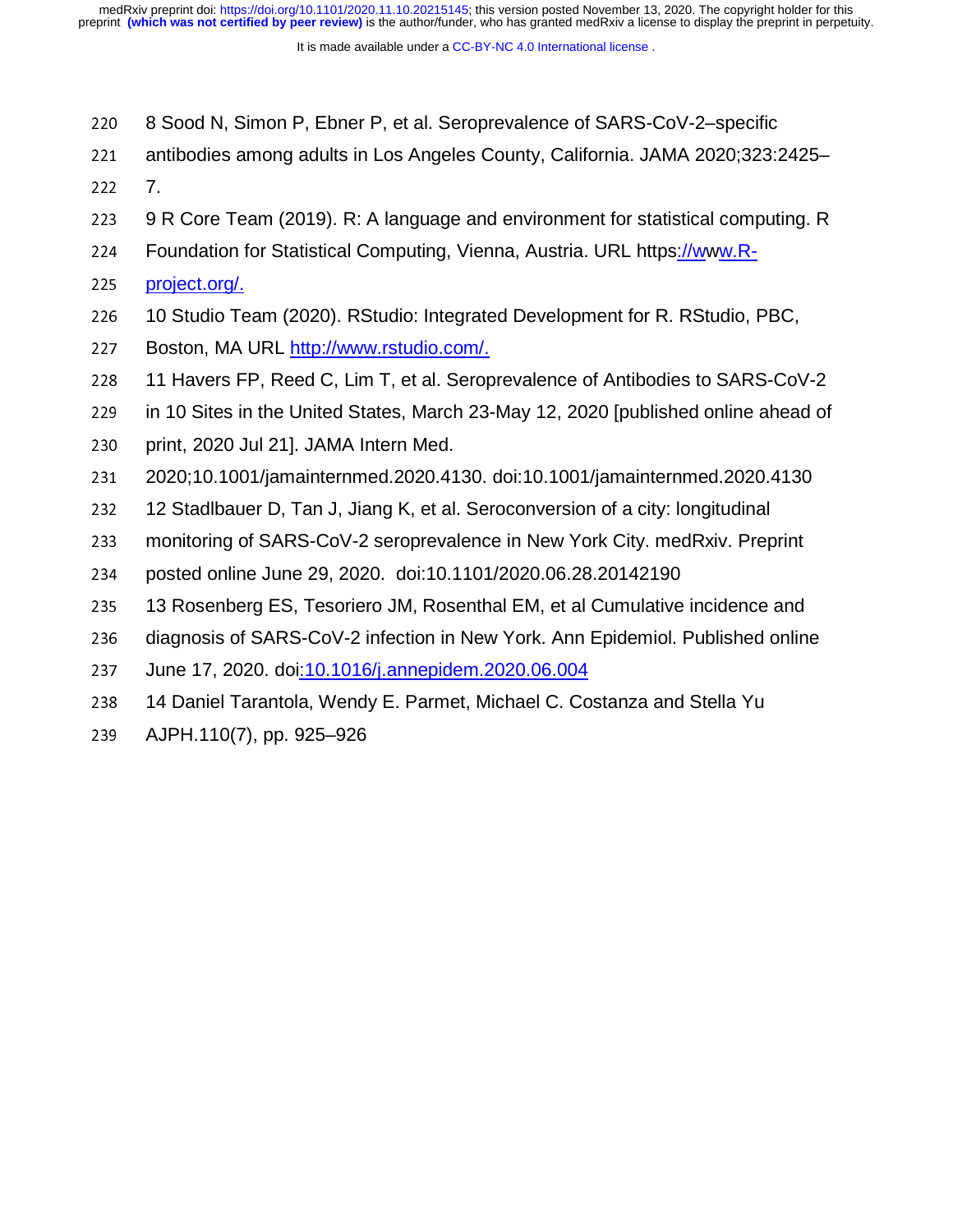8 Sood N, Simon P, Ebner P, et al. Seroprevalence of SARS-CoV-2–specific antibodies among adults in Los Angeles County, California. JAMA 2020;323:2425–7.

9 R Core Team (2019). R: A language and environment for statistical computing. R Foundation for Statistical Computing, Vienna, Austria. URL https://www.R-project.org/.

10 Studio Team (2020). RStudio: Integrated Development for R. RStudio, PBC, Boston, MA URL http://www.rstudio.com/.

11 Havers FP, Reed C, Lim T, et al. Seroprevalence of Antibodies to SARS-CoV-2 in 10 Sites in the United States, March 23-May 12, 2020 [published online ahead of print, 2020 Jul 21]. JAMA Intern Med. 2020;10.1001/jamainternmed.2020.4130. doi:10.1001/jamainternmed.2020.4130

12 Stadlbauer D, Tan J, Jiang K, et al. Seroconversion of a city: longitudinal monitoring of SARS-CoV-2 seroprevalence in New York City. medRxiv. Preprint posted online June 29, 2020. doi:10.1101/2020.06.28.20142190

13 Rosenberg ES, Tesoriero JM, Rosenthal EM, et al Cumulative incidence and diagnosis of SARS-CoV-2 infection in New York. Ann Epidemiol. Published online June 17, 2020. doi:10.1016/j.annepidem.2020.06.004

14 Daniel Tarantola, Wendy E. Parmet, Michael C. Costanza and Stella Yu AJPH.110(7), pp. 925–926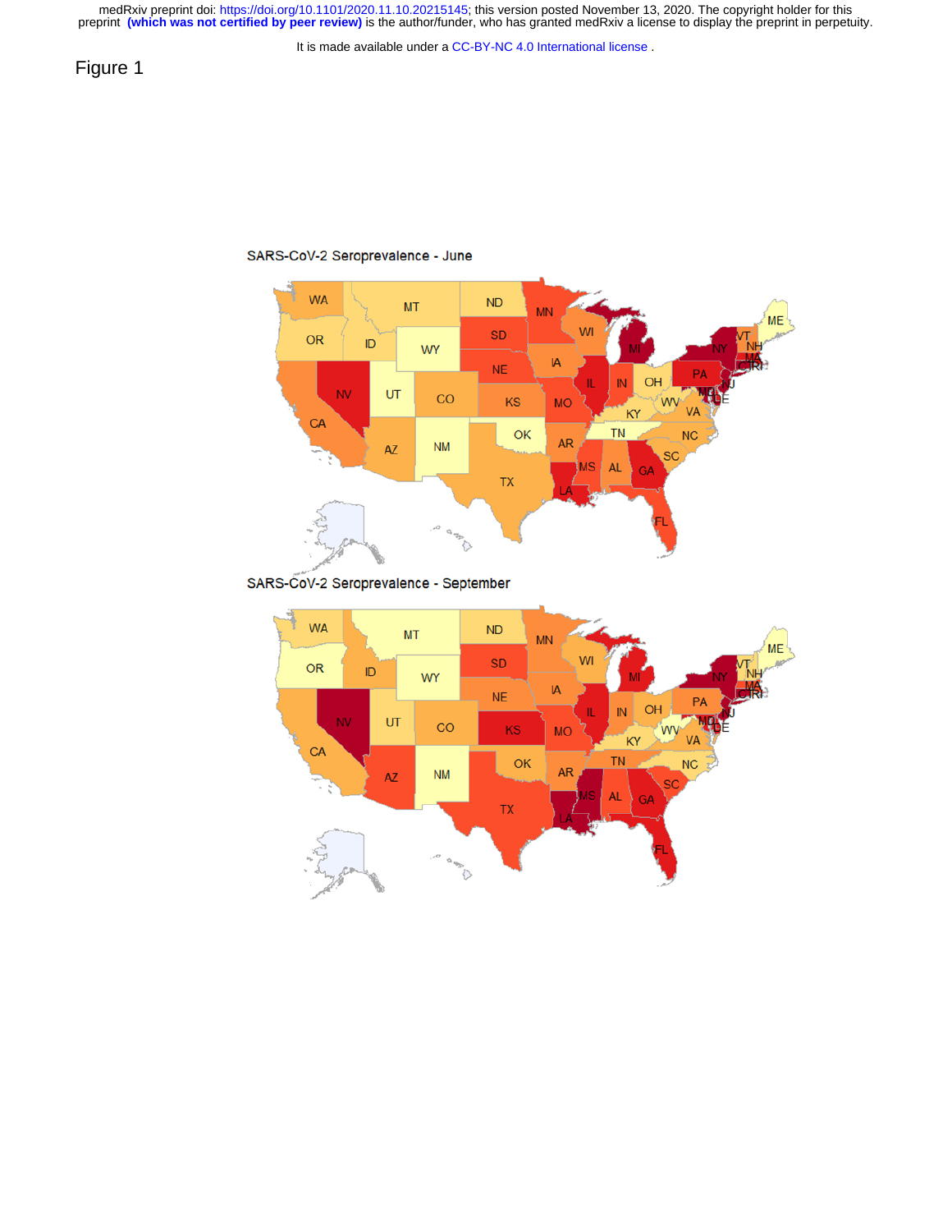Figure 1

SARS-CoV-2 Seroprevalence - June

SARS-CoV-2 Seroprevalence - September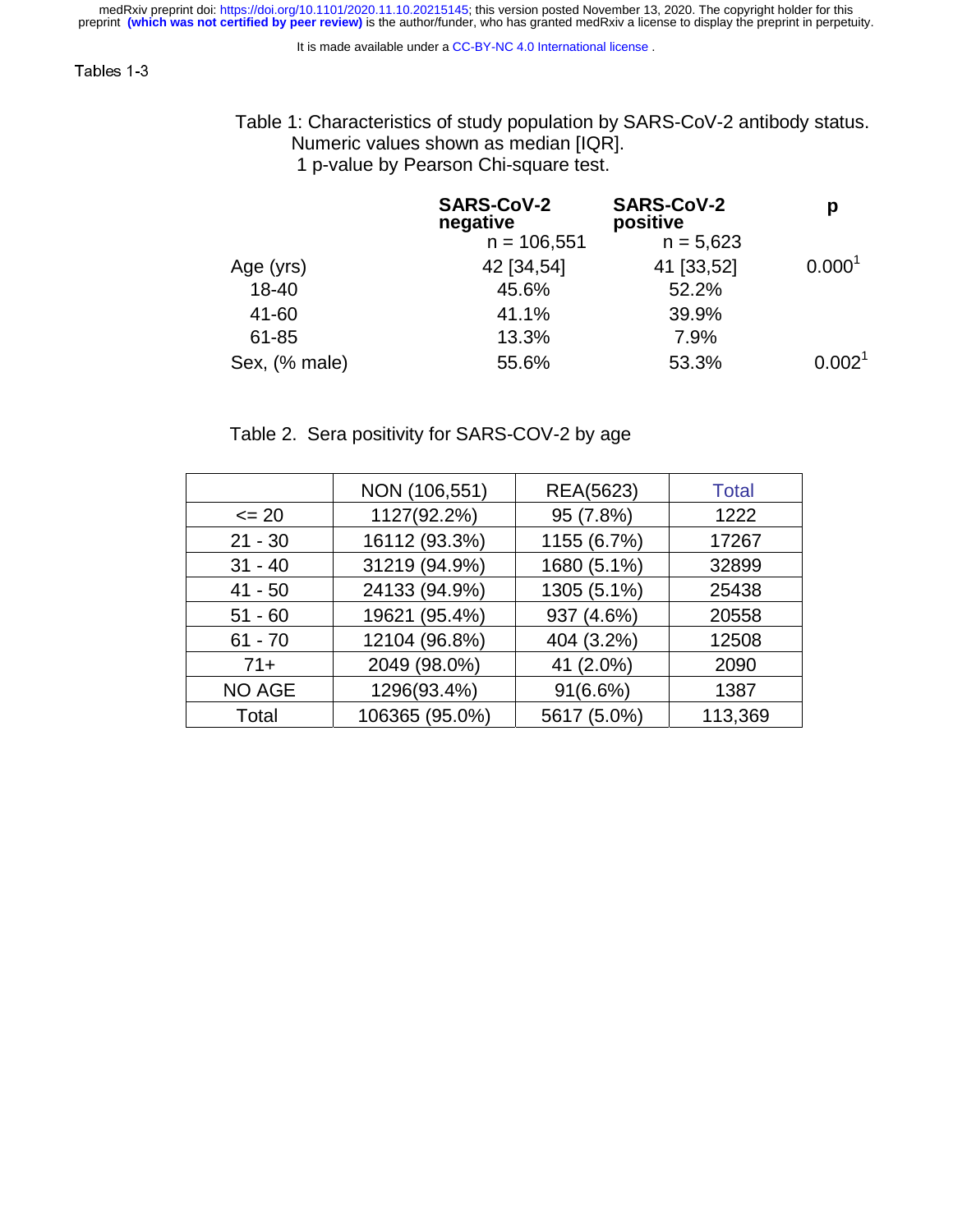Tables 1-3

Table 1: Characteristics of study population by SARS-CoV-2 antibody status. Numeric values shown as median [IQR].
1 p-value by Pearson Chi-square test.

| | SARS-CoV-2 negative n = 106,551 | SARS-CoV-2 positive n = 5,623 | p |
|---|---|---|---|
| Age (yrs) | 42 [34,54] | 41 [33,52] | 0.000[1] |
| 18-40 | 45.6% | 52.2% | |
| 41-60 | 41.1% | 39.9% | |
| 61-85 | 13.3% | 7.9% | |
| Sex, (% male) | 55.6% | 53.3% | 0.002[1] |

Table 2. Sera positivity for SARS-COV-2 by age

| | NON (106,551) | REA(5623) | Total |
|---|---|---|---|
| <= 20 | 1127(92.2%) | 95 (7.8%) | 1222 |
| 21 - 30 | 16112 (93.3%) | 1155 (6.7%) | 17267 |
| 31 - 40 | 31219 (94.9%) | 1680 (5.1%) | 32899 |
| 41 - 50 | 24133 (94.9%) | 1305 (5.1%) | 25438 |
| 51 - 60 | 19621 (95.4%) | 937 (4.6%) | 20558 |
| 61 - 70 | 12104 (96.8%) | 404 (3.2%) | 12508 |
| 71+ | 2049 (98.0%) | 41 (2.0%) | 2090 |
| NO AGE | 1296(93.4%) | 91(6.6%) | 1387 |
| Total | 106365 (95.0%) | 5617 (5.0%) | 113,369 |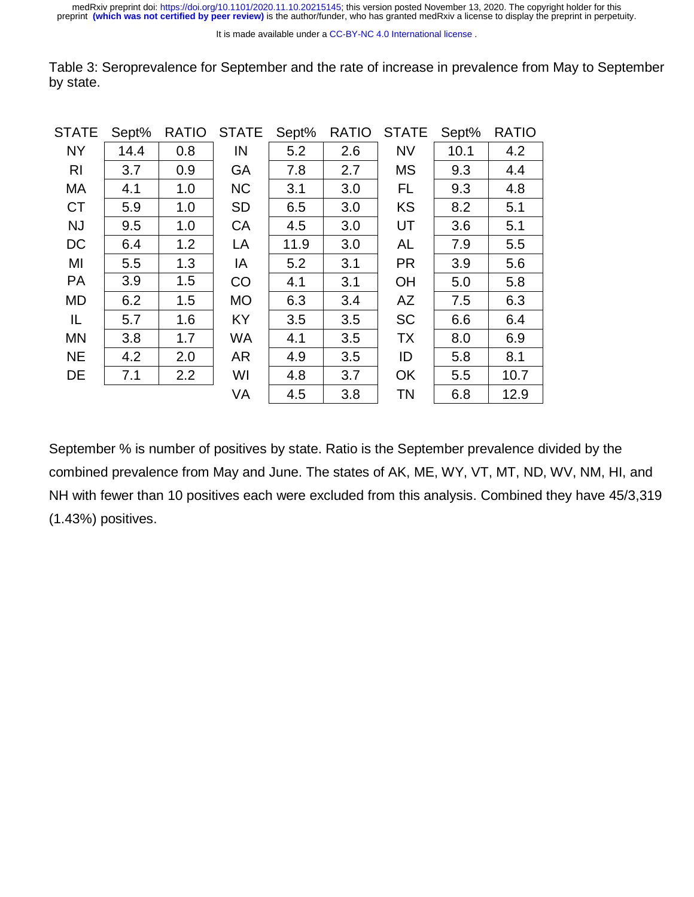Table 3: Seroprevalence for September and the rate of increase in prevalence from May to September by state.

| STATE | Sept% | RATIO | STATE | Sept% | RATIO | STATE | Sept% | RATIO |
|---|---|---|---|---|---|---|---|---|
| NY | 14.4 | 0.8 | IN | 5.2 | 2.6 | NV | 10.1 | 4.2 |
| RI | 3.7 | 0.9 | GA | 7.8 | 2.7 | MS | 9.3 | 4.4 |
| MA | 4.1 | 1.0 | NC | 3.1 | 3.0 | FL | 9.3 | 4.8 |
| CT | 5.9 | 1.0 | SD | 6.5 | 3.0 | KS | 8.2 | 5.1 |
| NJ | 9.5 | 1.0 | CA | 4.5 | 3.0 | UT | 3.6 | 5.1 |
| DC | 6.4 | 1.2 | LA | 11.9 | 3.0 | AL | 7.9 | 5.5 |
| MI | 5.5 | 1.3 | IA | 5.2 | 3.1 | PR | 3.9 | 5.6 |
| PA | 3.9 | 1.5 | CO | 4.1 | 3.1 | OH | 5.0 | 5.8 |
| MD | 6.2 | 1.5 | MO | 6.3 | 3.4 | AZ | 7.5 | 6.3 |
| IL | 5.7 | 1.6 | KY | 3.5 | 3.5 | SC | 6.6 | 6.4 |
| MN | 3.8 | 1.7 | WA | 4.1 | 3.5 | TX | 8.0 | 6.9 |
| NE | 4.2 | 2.0 | AR | 4.9 | 3.5 | ID | 5.8 | 8.1 |
| DE | 7.1 | 2.2 | WI | 4.8 | 3.7 | OK | 5.5 | 10.7 |
| | | | VA | 4.5 | 3.8 | TN | 6.8 | 12.9 |

September % is number of positives by state. Ratio is the September prevalence divided by the combined prevalence from May and June. The states of AK, ME, WY, VT, MT, ND, WV, NM, HI, and NH with fewer than 10 positives each were excluded from this analysis. Combined they have 45/3,319 (1.43%) positives.